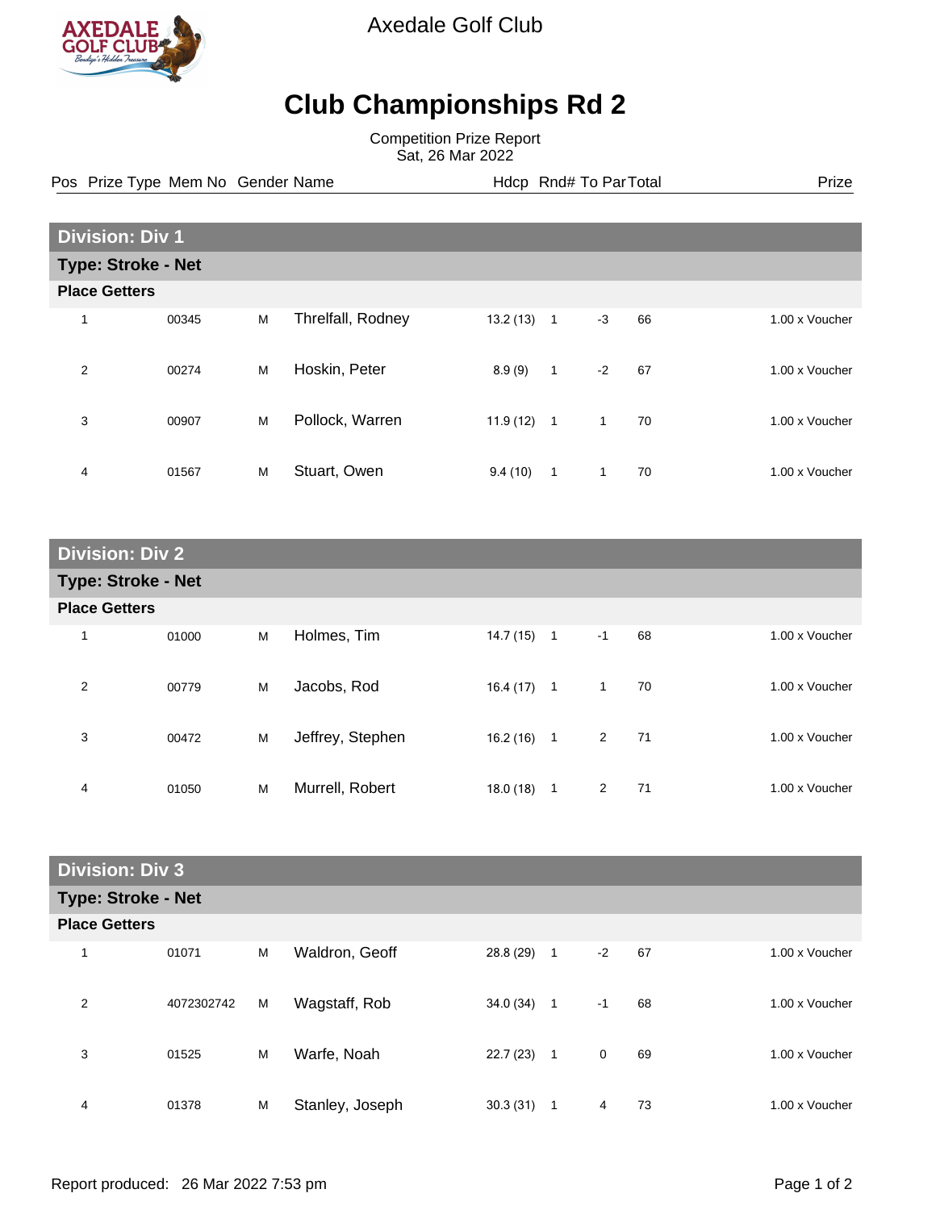Axedale Golf Club

# Club Championships Rd 2

Competition Prize Report
Sat, 26 Mar 2022

## Division: Div 1

### Type: Stroke - Net

**Place Getters**

| Pos | Prize Type | Mem No | Gender | Name | Hdcp | Rnd# | To Par | Total | Prize |
|---|---|---|---|---|---|---|---|---|---|
| 1 | | 00345 | M | Threlfall, Rodney | 13.2 (13) | 1 | -3 | 66 | 1.00 x Voucher |
| 2 | | 00274 | M | Hoskin, Peter | 8.9 (9) | 1 | -2 | 67 | 1.00 x Voucher |
| 3 | | 00907 | M | Pollock, Warren | 11.9 (12) | 1 | 1 | 70 | 1.00 x Voucher |
| 4 | | 01567 | M | Stuart, Owen | 9.4 (10) | 1 | 1 | 70 | 1.00 x Voucher |

## Division: Div 2

### Type: Stroke - Net

**Place Getters**

| Pos | Prize Type | Mem No | Gender | Name | Hdcp | Rnd# | To Par | Total | Prize |
|---|---|---|---|---|---|---|---|---|---|
| 1 | | 01000 | M | Holmes, Tim | 14.7 (15) | 1 | -1 | 68 | 1.00 x Voucher |
| 2 | | 00779 | M | Jacobs, Rod | 16.4 (17) | 1 | 1 | 70 | 1.00 x Voucher |
| 3 | | 00472 | M | Jeffrey, Stephen | 16.2 (16) | 1 | 2 | 71 | 1.00 x Voucher |
| 4 | | 01050 | M | Murrell, Robert | 18.0 (18) | 1 | 2 | 71 | 1.00 x Voucher |

## Division: Div 3

### Type: Stroke - Net

**Place Getters**

| Pos | Prize Type | Mem No | Gender | Name | Hdcp | Rnd# | To Par | Total | Prize |
|---|---|---|---|---|---|---|---|---|---|
| 1 | | 01071 | M | Waldron, Geoff | 28.8 (29) | 1 | -2 | 67 | 1.00 x Voucher |
| 2 | | 4072302742 | M | Wagstaff, Rob | 34.0 (34) | 1 | -1 | 68 | 1.00 x Voucher |
| 3 | | 01525 | M | Warfe, Noah | 22.7 (23) | 1 | 0 | 69 | 1.00 x Voucher |
| 4 | | 01378 | M | Stanley, Joseph | 30.3 (31) | 1 | 4 | 73 | 1.00 x Voucher |

Report produced: 26 Mar 2022 7:53 pm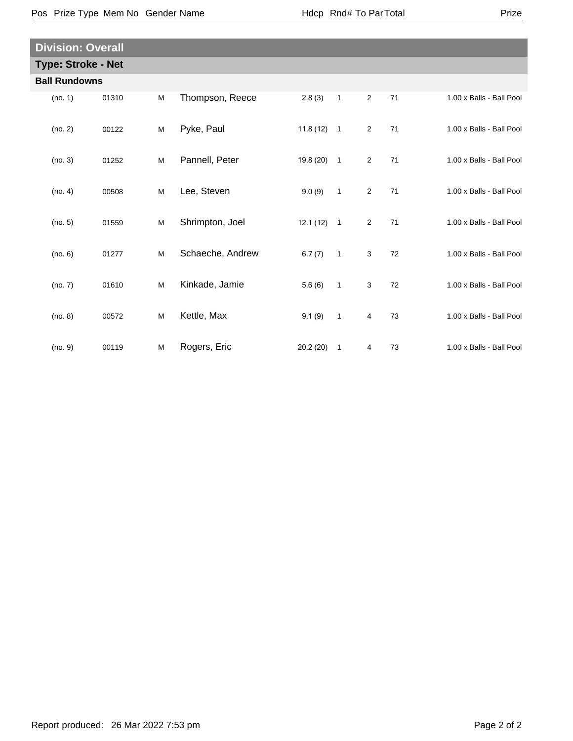| Pos | Prize Type | Mem No | Gender | Name | Hdcp | Rnd# | To Par | Total | Prize |
|---|---|---|---|---|---|---|---|---|---|

## Division: Overall

### Type: Stroke - Net

**Ball Rundowns**

| Pos | Prize Type | Mem No | Gender | Name | Hdcp | Rnd# | To Par | Total | Prize |
|---|---|---|---|---|---|---|---|---|---|
| (no. 1) | | 01310 | M | Thompson, Reece | 2.8 (3) | 1 | 2 | 71 | 1.00 x Balls - Ball Pool |
| (no. 2) | | 00122 | M | Pyke, Paul | 11.8 (12) | 1 | 2 | 71 | 1.00 x Balls - Ball Pool |
| (no. 3) | | 01252 | M | Pannell, Peter | 19.8 (20) | 1 | 2 | 71 | 1.00 x Balls - Ball Pool |
| (no. 4) | | 00508 | M | Lee, Steven | 9.0 (9) | 1 | 2 | 71 | 1.00 x Balls - Ball Pool |
| (no. 5) | | 01559 | M | Shrimpton, Joel | 12.1 (12) | 1 | 2 | 71 | 1.00 x Balls - Ball Pool |
| (no. 6) | | 01277 | M | Schaeche, Andrew | 6.7 (7) | 1 | 3 | 72 | 1.00 x Balls - Ball Pool |
| (no. 7) | | 01610 | M | Kinkade, Jamie | 5.6 (6) | 1 | 3 | 72 | 1.00 x Balls - Ball Pool |
| (no. 8) | | 00572 | M | Kettle, Max | 9.1 (9) | 1 | 4 | 73 | 1.00 x Balls - Ball Pool |
| (no. 9) | | 00119 | M | Rogers, Eric | 20.2 (20) | 1 | 4 | 73 | 1.00 x Balls - Ball Pool |

Report produced: 26 Mar 2022 7:53 pm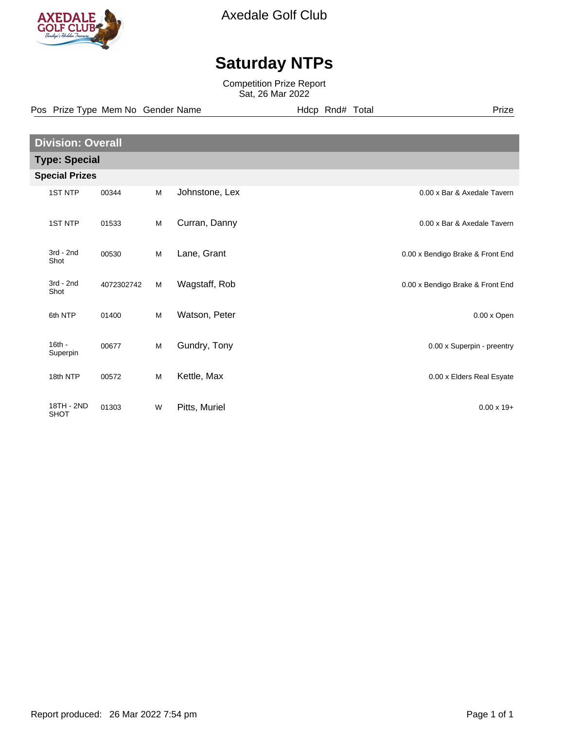Axedale Golf Club

# Saturday NTPs

Competition Prize Report
Sat, 26 Mar 2022

## Division: Overall

### Type: Special

#### Special Prizes

| Pos | Prize Type | Mem No | Gender | Name | Hdcp | Rnd# | Total | Prize |
|---|---|---|---|---|---|---|---|---|
| | 1ST NTP | 00344 | M | Johnstone, Lex | | | | 0.00 x Bar & Axedale Tavern |
| | 1ST NTP | 01533 | M | Curran, Danny | | | | 0.00 x Bar & Axedale Tavern |
| | 3rd - 2nd Shot | 00530 | M | Lane, Grant | | | | 0.00 x Bendigo Brake & Front End |
| | 3rd - 2nd Shot | 4072302742 | M | Wagstaff, Rob | | | | 0.00 x Bendigo Brake & Front End |
| | 6th NTP | 01400 | M | Watson, Peter | | | | 0.00 x Open |
| | 16th - Superpin | 00677 | M | Gundry, Tony | | | | 0.00 x Superpin - preentry |
| | 18th NTP | 00572 | M | Kettle, Max | | | | 0.00 x Elders Real Esyate |
| | 18TH - 2ND SHOT | 01303 | W | Pitts, Muriel | | | | 0.00 x 19+ |

Report produced: 26 Mar 2022 7:54 pm